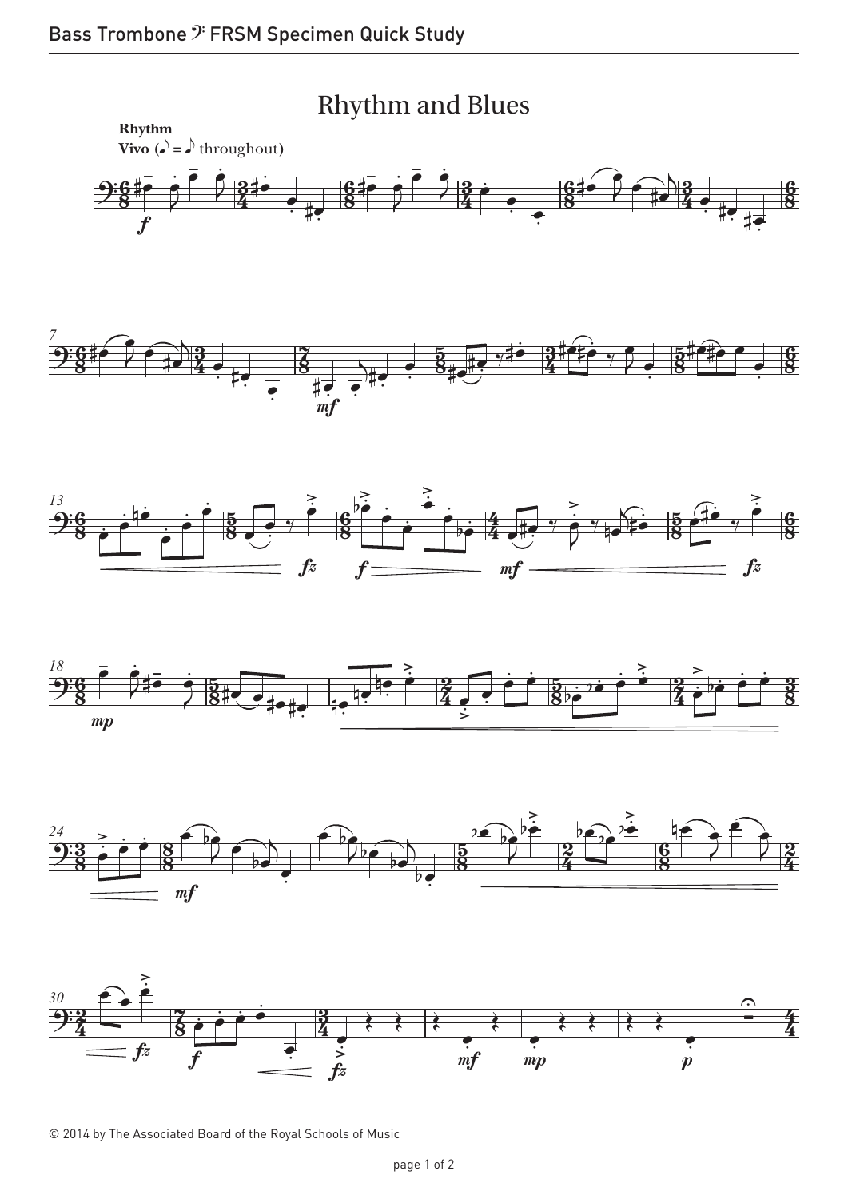# Rhythm and Blues

**Rhythm**

**Vivo** (♪ = ♪ throughout)

© 2014 by The Associated Board of the Royal Schools of Music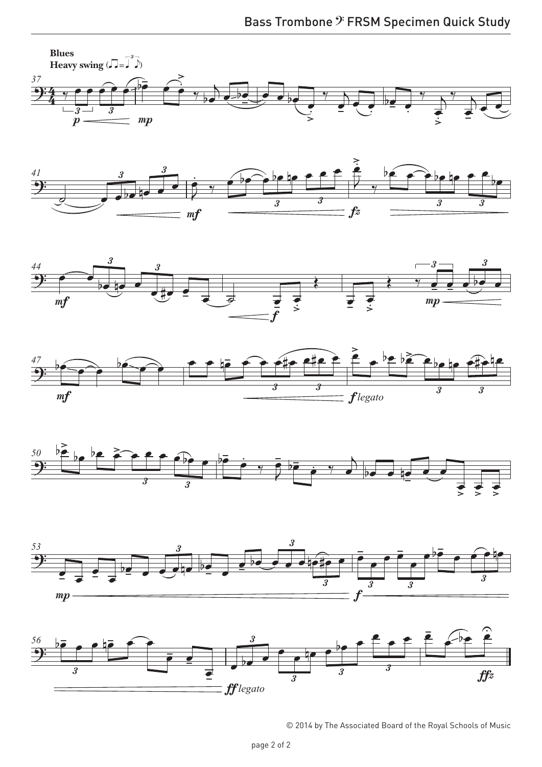**Blues**

**Heavy swing**

© 2014 by The Associated Board of the Royal Schools of Music